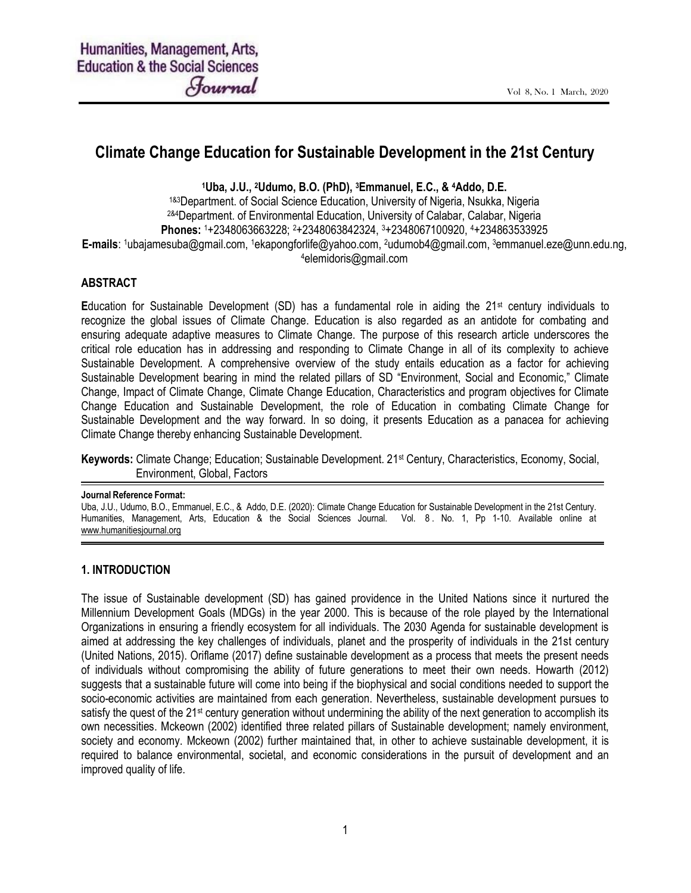# Climate Change Education for Sustainable Development in the 21st Century

**[1]Uba, J.U., [2]Udumo, B.O. (PhD), [3]Emmanuel, E.C., & [4]Addo, D.E.**

[1&3]Department. of Social Science Education, University of Nigeria, Nsukka, Nigeria
[2&4]Department. of Environmental Education, University of Calabar, Calabar, Nigeria
**Phones:** [1]+2348063663228; [2]+2348063842324, [3]+2348067100920, [4]+234863533925
**E-mails**: [1]ubajamesuba@gmail.com, [1]ekapongforlife@yahoo.com, [2]udumob4@gmail.com, [3]emmanuel.eze@unn.edu.ng, [4]elemidoris@gmail.com

## ABSTRACT

**E**ducation for Sustainable Development (SD) has a fundamental role in aiding the 21st century individuals to recognize the global issues of Climate Change. Education is also regarded as an antidote for combating and ensuring adequate adaptive measures to Climate Change. The purpose of this research article underscores the critical role education has in addressing and responding to Climate Change in all of its complexity to achieve Sustainable Development. A comprehensive overview of the study entails education as a factor for achieving Sustainable Development bearing in mind the related pillars of SD "Environment, Social and Economic," Climate Change, Impact of Climate Change, Climate Change Education, Characteristics and program objectives for Climate Change Education and Sustainable Development, the role of Education in combating Climate Change for Sustainable Development and the way forward. In so doing, it presents Education as a panacea for achieving Climate Change thereby enhancing Sustainable Development.

**Keywords:** Climate Change; Education; Sustainable Development. 21st Century, Characteristics, Economy, Social, Environment, Global, Factors

**Journal Reference Format:**
Uba, J.U., Udumo, B.O., Emmanuel, E.C., & Addo, D.E. (2020): Climate Change Education for Sustainable Development in the 21st Century. Humanities, Management, Arts, Education & the Social Sciences Journal. Vol. 8 . No. 1, Pp 1-10. Available online at www.humanitiesjournal.org

## 1. INTRODUCTION

The issue of Sustainable development (SD) has gained providence in the United Nations since it nurtured the Millennium Development Goals (MDGs) in the year 2000. This is because of the role played by the International Organizations in ensuring a friendly ecosystem for all individuals. The 2030 Agenda for sustainable development is aimed at addressing the key challenges of individuals, planet and the prosperity of individuals in the 21st century (United Nations, 2015). Oriflame (2017) define sustainable development as a process that meets the present needs of individuals without compromising the ability of future generations to meet their own needs. Howarth (2012) suggests that a sustainable future will come into being if the biophysical and social conditions needed to support the socio-economic activities are maintained from each generation. Nevertheless, sustainable development pursues to satisfy the quest of the 21st century generation without undermining the ability of the next generation to accomplish its own necessities. Mckeown (2002) identified three related pillars of Sustainable development; namely environment, society and economy. Mckeown (2002) further maintained that, in other to achieve sustainable development, it is required to balance environmental, societal, and economic considerations in the pursuit of development and an improved quality of life.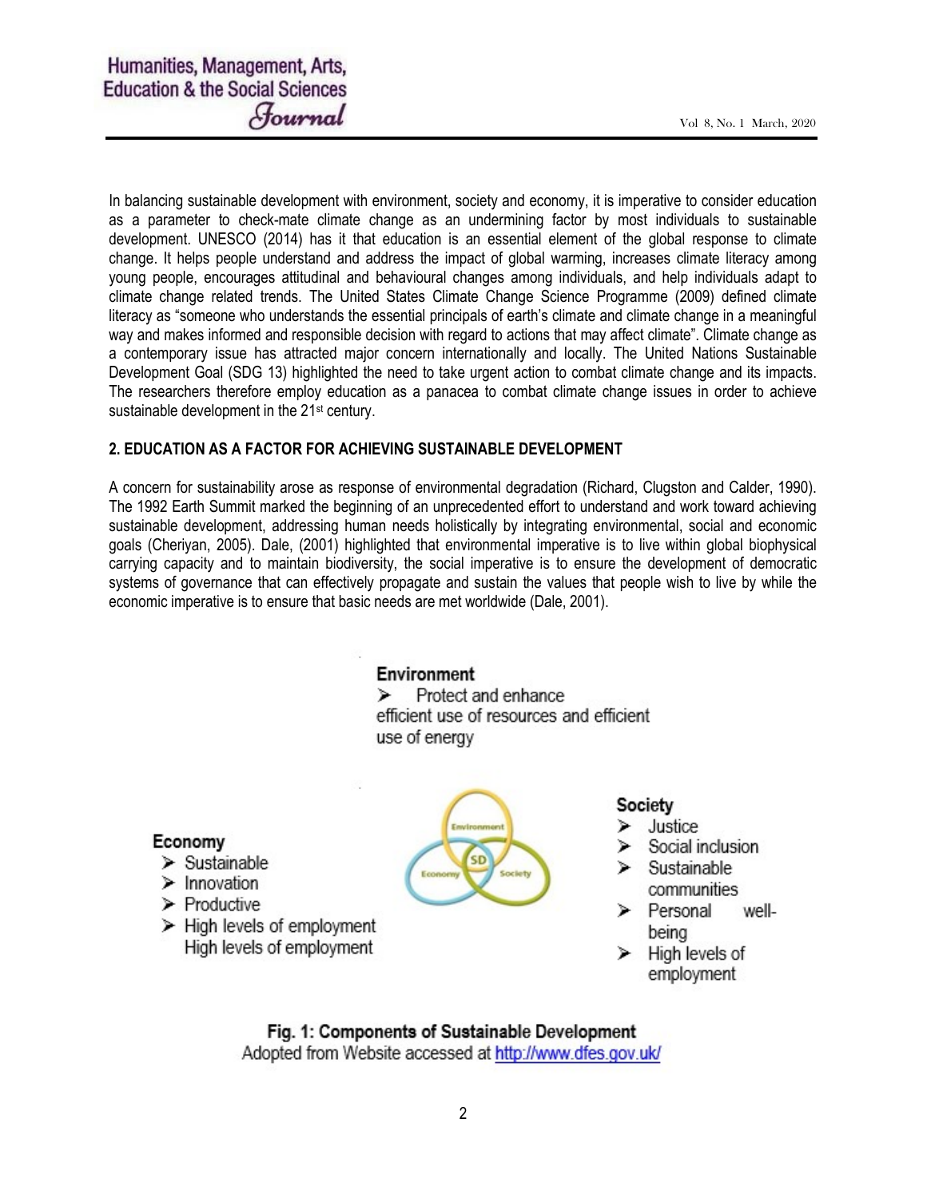In balancing sustainable development with environment, society and economy, it is imperative to consider education as a parameter to check-mate climate change as an undermining factor by most individuals to sustainable development. UNESCO (2014) has it that education is an essential element of the global response to climate change. It helps people understand and address the impact of global warming, increases climate literacy among young people, encourages attitudinal and behavioural changes among individuals, and help individuals adapt to climate change related trends. The United States Climate Change Science Programme (2009) defined climate literacy as "someone who understands the essential principals of earth's climate and climate change in a meaningful way and makes informed and responsible decision with regard to actions that may affect climate". Climate change as a contemporary issue has attracted major concern internationally and locally. The United Nations Sustainable Development Goal (SDG 13) highlighted the need to take urgent action to combat climate change and its impacts. The researchers therefore employ education as a panacea to combat climate change issues in order to achieve sustainable development in the 21st century.

## 2. EDUCATION AS A FACTOR FOR ACHIEVING SUSTAINABLE DEVELOPMENT

A concern for sustainability arose as response of environmental degradation (Richard, Clugston and Calder, 1990). The 1992 Earth Summit marked the beginning of an unprecedented effort to understand and work toward achieving sustainable development, addressing human needs holistically by integrating environmental, social and economic goals (Cheriyan, 2005). Dale, (2001) highlighted that environmental imperative is to live within global biophysical carrying capacity and to maintain biodiversity, the social imperative is to ensure the development of democratic systems of governance that can effectively propagate and sustain the values that people wish to live by while the economic imperative is to ensure that basic needs are met worldwide (Dale, 2001).

**Environment**

- Protect and enhance efficient use of resources and efficient use of energy

**Economy**

- Sustainable
- Innovation
- Productive
- High levels of employment High levels of employment

**Society**

- Justice
- Social inclusion
- Sustainable communities
- Personal well-being
- High levels of employment

**Fig. 1: Components of Sustainable Development**
Adopted from Website accessed at http://www.dfes.gov.uk/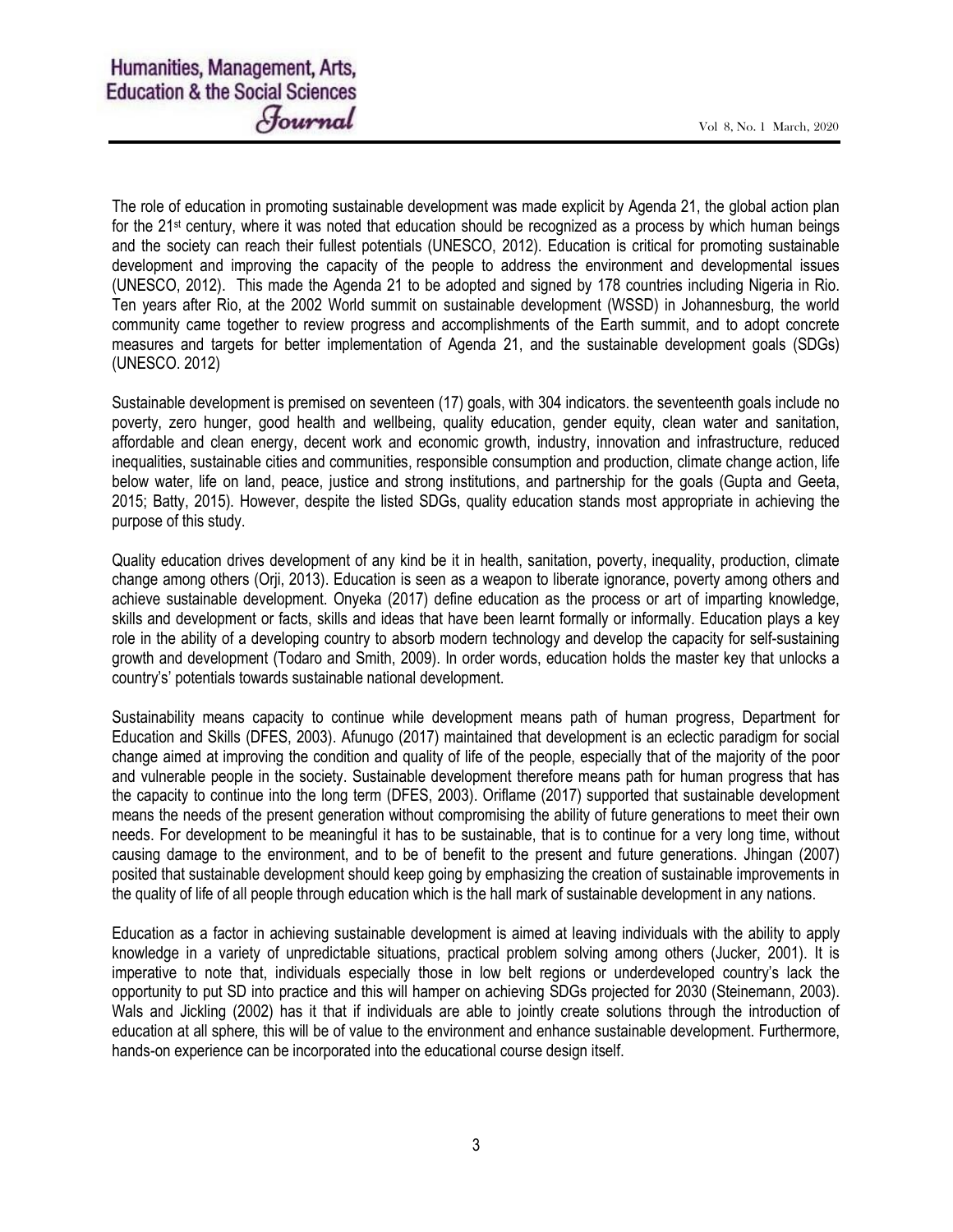The role of education in promoting sustainable development was made explicit by Agenda 21, the global action plan for the 21st century, where it was noted that education should be recognized as a process by which human beings and the society can reach their fullest potentials (UNESCO, 2012). Education is critical for promoting sustainable development and improving the capacity of the people to address the environment and developmental issues (UNESCO, 2012). This made the Agenda 21 to be adopted and signed by 178 countries including Nigeria in Rio. Ten years after Rio, at the 2002 World summit on sustainable development (WSSD) in Johannesburg, the world community came together to review progress and accomplishments of the Earth summit, and to adopt concrete measures and targets for better implementation of Agenda 21, and the sustainable development goals (SDGs) (UNESCO. 2012)

Sustainable development is premised on seventeen (17) goals, with 304 indicators. the seventeenth goals include no poverty, zero hunger, good health and wellbeing, quality education, gender equity, clean water and sanitation, affordable and clean energy, decent work and economic growth, industry, innovation and infrastructure, reduced inequalities, sustainable cities and communities, responsible consumption and production, climate change action, life below water, life on land, peace, justice and strong institutions, and partnership for the goals (Gupta and Geeta, 2015; Batty, 2015). However, despite the listed SDGs, quality education stands most appropriate in achieving the purpose of this study.

Quality education drives development of any kind be it in health, sanitation, poverty, inequality, production, climate change among others (Orji, 2013). Education is seen as a weapon to liberate ignorance, poverty among others and achieve sustainable development. Onyeka (2017) define education as the process or art of imparting knowledge, skills and development or facts, skills and ideas that have been learnt formally or informally. Education plays a key role in the ability of a developing country to absorb modern technology and develop the capacity for self-sustaining growth and development (Todaro and Smith, 2009). In order words, education holds the master key that unlocks a country's' potentials towards sustainable national development.

Sustainability means capacity to continue while development means path of human progress, Department for Education and Skills (DFES, 2003). Afunugo (2017) maintained that development is an eclectic paradigm for social change aimed at improving the condition and quality of life of the people, especially that of the majority of the poor and vulnerable people in the society. Sustainable development therefore means path for human progress that has the capacity to continue into the long term (DFES, 2003). Oriflame (2017) supported that sustainable development means the needs of the present generation without compromising the ability of future generations to meet their own needs. For development to be meaningful it has to be sustainable, that is to continue for a very long time, without causing damage to the environment, and to be of benefit to the present and future generations. Jhingan (2007) posited that sustainable development should keep going by emphasizing the creation of sustainable improvements in the quality of life of all people through education which is the hall mark of sustainable development in any nations.

Education as a factor in achieving sustainable development is aimed at leaving individuals with the ability to apply knowledge in a variety of unpredictable situations, practical problem solving among others (Jucker, 2001). It is imperative to note that, individuals especially those in low belt regions or underdeveloped country's lack the opportunity to put SD into practice and this will hamper on achieving SDGs projected for 2030 (Steinemann, 2003). Wals and Jickling (2002) has it that if individuals are able to jointly create solutions through the introduction of education at all sphere, this will be of value to the environment and enhance sustainable development. Furthermore, hands-on experience can be incorporated into the educational course design itself.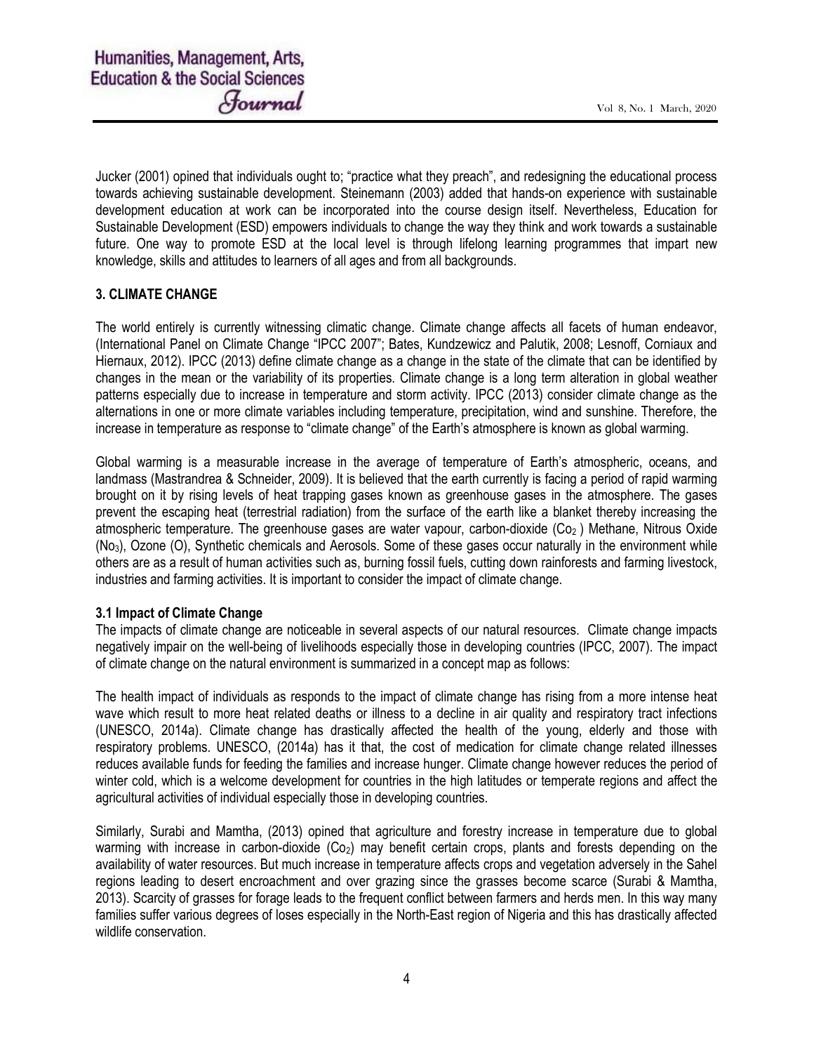Jucker (2001) opined that individuals ought to; "practice what they preach", and redesigning the educational process towards achieving sustainable development. Steinemann (2003) added that hands-on experience with sustainable development education at work can be incorporated into the course design itself. Nevertheless, Education for Sustainable Development (ESD) empowers individuals to change the way they think and work towards a sustainable future. One way to promote ESD at the local level is through lifelong learning programmes that impart new knowledge, skills and attitudes to learners of all ages and from all backgrounds.

## 3. CLIMATE CHANGE

The world entirely is currently witnessing climatic change. Climate change affects all facets of human endeavor, (International Panel on Climate Change "IPCC 2007"; Bates, Kundzewicz and Palutik, 2008; Lesnoff, Corniaux and Hiernaux, 2012). IPCC (2013) define climate change as a change in the state of the climate that can be identified by changes in the mean or the variability of its properties. Climate change is a long term alteration in global weather patterns especially due to increase in temperature and storm activity. IPCC (2013) consider climate change as the alternations in one or more climate variables including temperature, precipitation, wind and sunshine. Therefore, the increase in temperature as response to "climate change" of the Earth's atmosphere is known as global warming.

Global warming is a measurable increase in the average of temperature of Earth's atmospheric, oceans, and landmass (Mastrandrea & Schneider, 2009). It is believed that the earth currently is facing a period of rapid warming brought on it by rising levels of heat trapping gases known as greenhouse gases in the atmosphere. The gases prevent the escaping heat (terrestrial radiation) from the surface of the earth like a blanket thereby increasing the atmospheric temperature. The greenhouse gases are water vapour, carbon-dioxide ($Co_2$) Methane, Nitrous Oxide ($No_3$), Ozone (O), Synthetic chemicals and Aerosols. Some of these gases occur naturally in the environment while others are as a result of human activities such as, burning fossil fuels, cutting down rainforests and farming livestock, industries and farming activities. It is important to consider the impact of climate change.

### 3.1 Impact of Climate Change

The impacts of climate change are noticeable in several aspects of our natural resources. Climate change impacts negatively impair on the well-being of livelihoods especially those in developing countries (IPCC, 2007). The impact of climate change on the natural environment is summarized in a concept map as follows:

The health impact of individuals as responds to the impact of climate change has rising from a more intense heat wave which result to more heat related deaths or illness to a decline in air quality and respiratory tract infections (UNESCO, 2014a). Climate change has drastically affected the health of the young, elderly and those with respiratory problems. UNESCO, (2014a) has it that, the cost of medication for climate change related illnesses reduces available funds for feeding the families and increase hunger. Climate change however reduces the period of winter cold, which is a welcome development for countries in the high latitudes or temperate regions and affect the agricultural activities of individual especially those in developing countries.

Similarly, Surabi and Mamtha, (2013) opined that agriculture and forestry increase in temperature due to global warming with increase in carbon-dioxide ($Co_2$) may benefit certain crops, plants and forests depending on the availability of water resources. But much increase in temperature affects crops and vegetation adversely in the Sahel regions leading to desert encroachment and over grazing since the grasses become scarce (Surabi & Mamtha, 2013). Scarcity of grasses for forage leads to the frequent conflict between farmers and herds men. In this way many families suffer various degrees of loses especially in the North-East region of Nigeria and this has drastically affected wildlife conservation.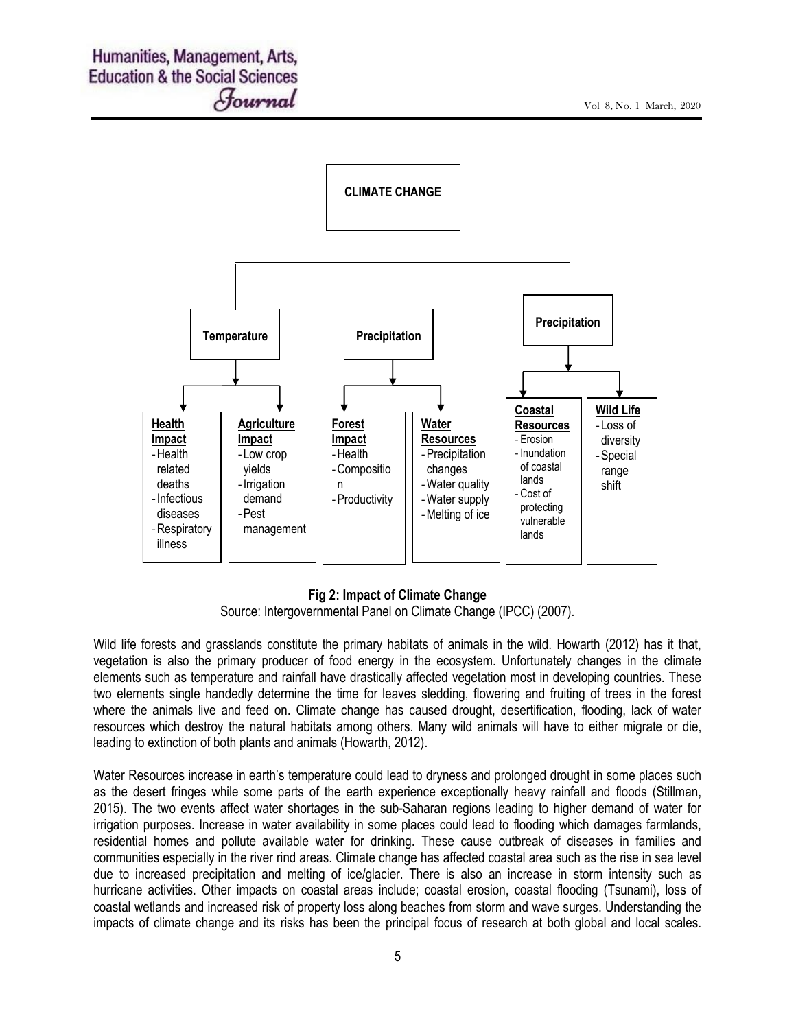**CLIMATE CHANGE**

- **Temperature**
  - **Health Impact**
    - Health related deaths
    - Infectious diseases
    - Respiratory illness
  - **Agriculture Impact**
    - Low crop yields
    - Irrigation demand
    - Pest management
- **Precipitation**
  - **Forest Impact**
    - Health
    - Composition
    - Productivity
  - **Water Resources**
    - Precipitation changes
    - Water quality
    - Water supply
    - Melting of ice
- **Precipitation**
  - **Coastal Resources**
    - Erosion
    - Inundation of coastal lands
    - Cost of protecting vulnerable lands
  - **Wild Life**
    - Loss of diversity
    - Special range shift

**Fig 2: Impact of Climate Change**

Source: Intergovernmental Panel on Climate Change (IPCC) (2007).

Wild life forests and grasslands constitute the primary habitats of animals in the wild. Howarth (2012) has it that, vegetation is also the primary producer of food energy in the ecosystem. Unfortunately changes in the climate elements such as temperature and rainfall have drastically affected vegetation most in developing countries. These two elements single handedly determine the time for leaves sledding, flowering and fruiting of trees in the forest where the animals live and feed on. Climate change has caused drought, desertification, flooding, lack of water resources which destroy the natural habitats among others. Many wild animals will have to either migrate or die, leading to extinction of both plants and animals (Howarth, 2012).

Water Resources increase in earth's temperature could lead to dryness and prolonged drought in some places such as the desert fringes while some parts of the earth experience exceptionally heavy rainfall and floods (Stillman, 2015). The two events affect water shortages in the sub-Saharan regions leading to higher demand of water for irrigation purposes. Increase in water availability in some places could lead to flooding which damages farmlands, residential homes and pollute available water for drinking. These cause outbreak of diseases in families and communities especially in the river rind areas. Climate change has affected coastal area such as the rise in sea level due to increased precipitation and melting of ice/glacier. There is also an increase in storm intensity such as hurricane activities. Other impacts on coastal areas include; coastal erosion, coastal flooding (Tsunami), loss of coastal wetlands and increased risk of property loss along beaches from storm and wave surges. Understanding the impacts of climate change and its risks has been the principal focus of research at both global and local scales.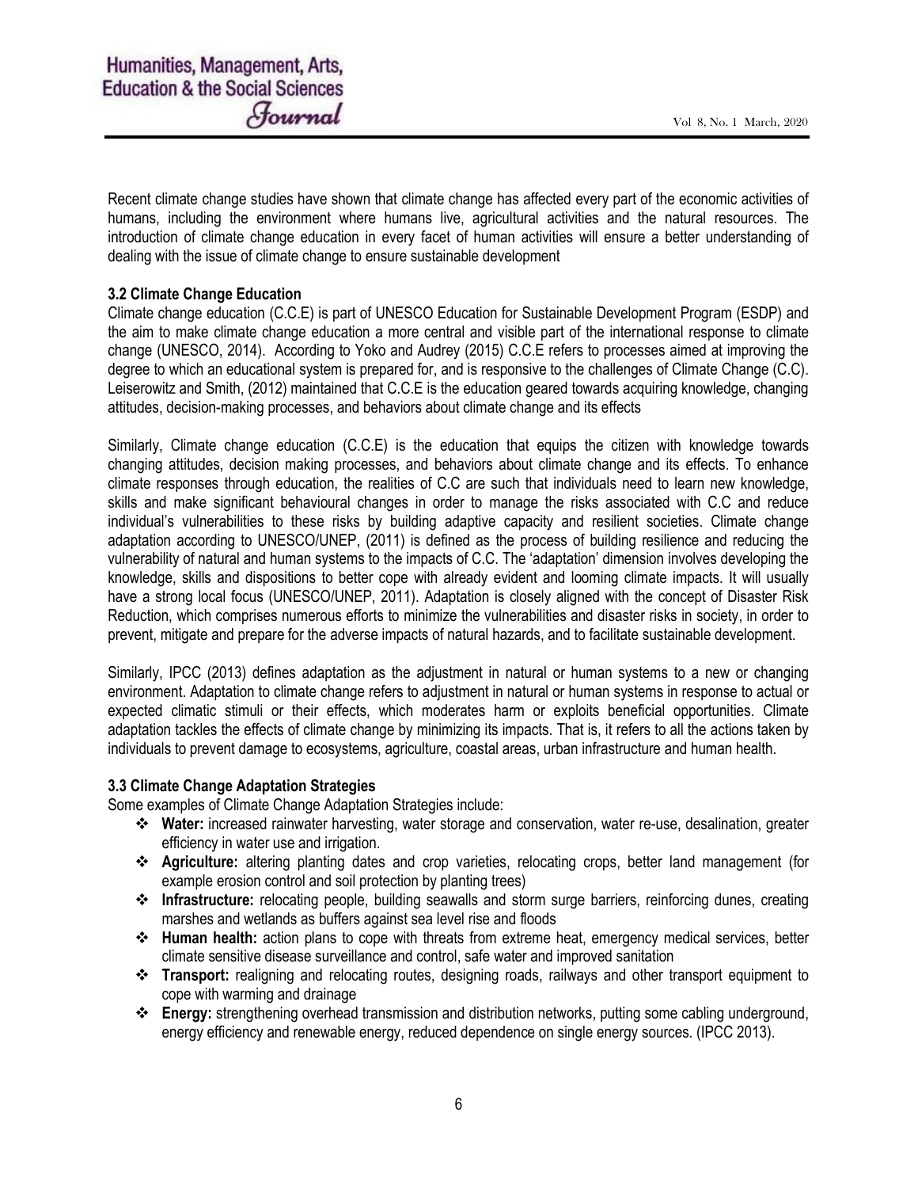Recent climate change studies have shown that climate change has affected every part of the economic activities of humans, including the environment where humans live, agricultural activities and the natural resources. The introduction of climate change education in every facet of human activities will ensure a better understanding of dealing with the issue of climate change to ensure sustainable development

### 3.2 Climate Change Education

Climate change education (C.C.E) is part of UNESCO Education for Sustainable Development Program (ESDP) and the aim to make climate change education a more central and visible part of the international response to climate change (UNESCO, 2014). According to Yoko and Audrey (2015) C.C.E refers to processes aimed at improving the degree to which an educational system is prepared for, and is responsive to the challenges of Climate Change (C.C). Leiserowitz and Smith, (2012) maintained that C.C.E is the education geared towards acquiring knowledge, changing attitudes, decision-making processes, and behaviors about climate change and its effects

Similarly, Climate change education (C.C.E) is the education that equips the citizen with knowledge towards changing attitudes, decision making processes, and behaviors about climate change and its effects. To enhance climate responses through education, the realities of C.C are such that individuals need to learn new knowledge, skills and make significant behavioural changes in order to manage the risks associated with C.C and reduce individual's vulnerabilities to these risks by building adaptive capacity and resilient societies. Climate change adaptation according to UNESCO/UNEP, (2011) is defined as the process of building resilience and reducing the vulnerability of natural and human systems to the impacts of C.C. The 'adaptation' dimension involves developing the knowledge, skills and dispositions to better cope with already evident and looming climate impacts. It will usually have a strong local focus (UNESCO/UNEP, 2011). Adaptation is closely aligned with the concept of Disaster Risk Reduction, which comprises numerous efforts to minimize the vulnerabilities and disaster risks in society, in order to prevent, mitigate and prepare for the adverse impacts of natural hazards, and to facilitate sustainable development.

Similarly, IPCC (2013) defines adaptation as the adjustment in natural or human systems to a new or changing environment. Adaptation to climate change refers to adjustment in natural or human systems in response to actual or expected climatic stimuli or their effects, which moderates harm or exploits beneficial opportunities. Climate adaptation tackles the effects of climate change by minimizing its impacts. That is, it refers to all the actions taken by individuals to prevent damage to ecosystems, agriculture, coastal areas, urban infrastructure and human health.

### 3.3 Climate Change Adaptation Strategies

Some examples of Climate Change Adaptation Strategies include:

- **Water:** increased rainwater harvesting, water storage and conservation, water re-use, desalination, greater efficiency in water use and irrigation.
- **Agriculture:** altering planting dates and crop varieties, relocating crops, better land management (for example erosion control and soil protection by planting trees)
- **Infrastructure:** relocating people, building seawalls and storm surge barriers, reinforcing dunes, creating marshes and wetlands as buffers against sea level rise and floods
- **Human health:** action plans to cope with threats from extreme heat, emergency medical services, better climate sensitive disease surveillance and control, safe water and improved sanitation
- **Transport:** realigning and relocating routes, designing roads, railways and other transport equipment to cope with warming and drainage
- **Energy:** strengthening overhead transmission and distribution networks, putting some cabling underground, energy efficiency and renewable energy, reduced dependence on single energy sources. (IPCC 2013).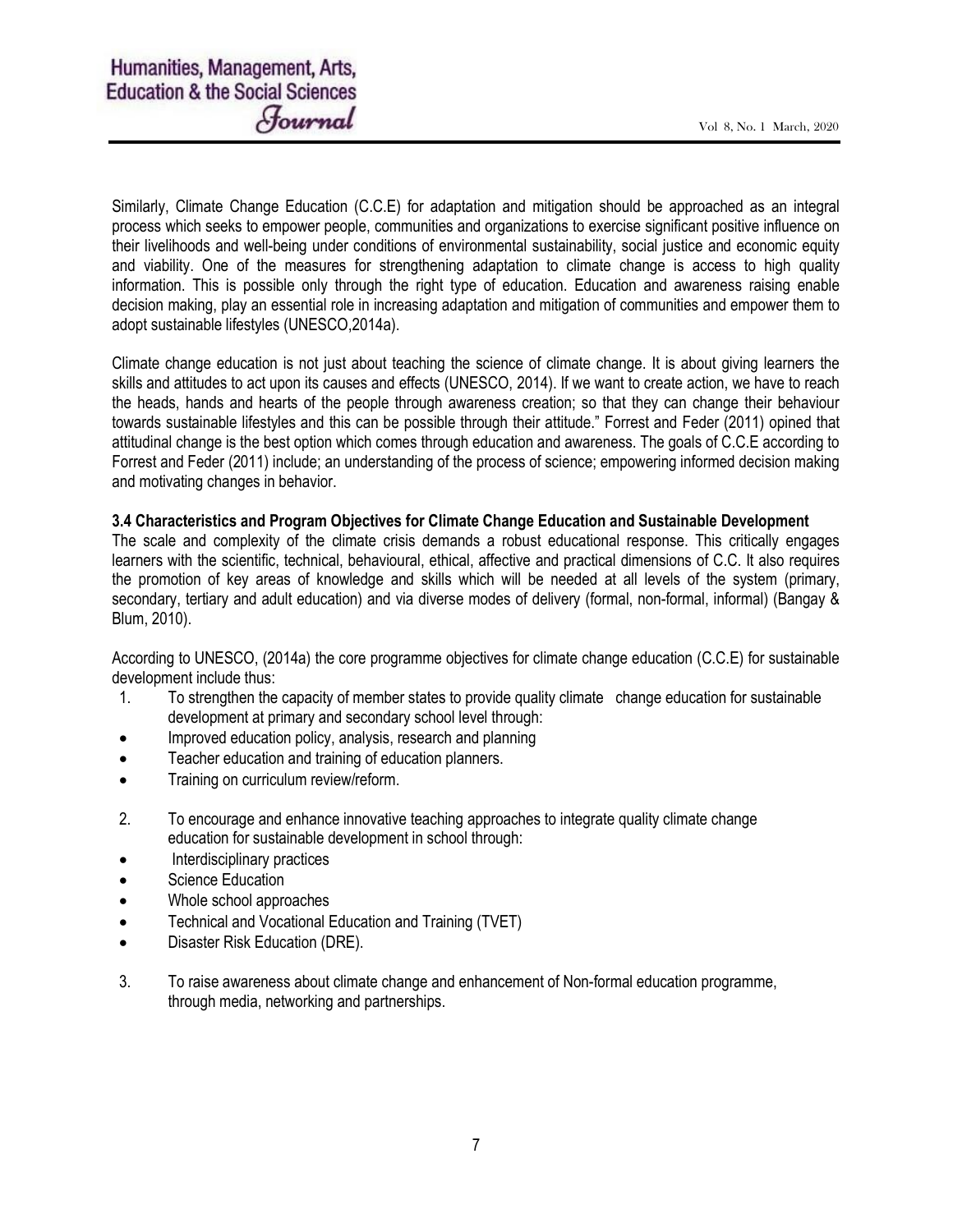Similarly, Climate Change Education (C.C.E) for adaptation and mitigation should be approached as an integral process which seeks to empower people, communities and organizations to exercise significant positive influence on their livelihoods and well-being under conditions of environmental sustainability, social justice and economic equity and viability. One of the measures for strengthening adaptation to climate change is access to high quality information. This is possible only through the right type of education. Education and awareness raising enable decision making, play an essential role in increasing adaptation and mitigation of communities and empower them to adopt sustainable lifestyles (UNESCO,2014a).

Climate change education is not just about teaching the science of climate change. It is about giving learners the skills and attitudes to act upon its causes and effects (UNESCO, 2014). If we want to create action, we have to reach the heads, hands and hearts of the people through awareness creation; so that they can change their behaviour towards sustainable lifestyles and this can be possible through their attitude." Forrest and Feder (2011) opined that attitudinal change is the best option which comes through education and awareness. The goals of C.C.E according to Forrest and Feder (2011) include; an understanding of the process of science; empowering informed decision making and motivating changes in behavior.

**3.4 Characteristics and Program Objectives for Climate Change Education and Sustainable Development**

The scale and complexity of the climate crisis demands a robust educational response. This critically engages learners with the scientific, technical, behavioural, ethical, affective and practical dimensions of C.C. It also requires the promotion of key areas of knowledge and skills which will be needed at all levels of the system (primary, secondary, tertiary and adult education) and via diverse modes of delivery (formal, non-formal, informal) (Bangay & Blum, 2010).

According to UNESCO, (2014a) the core programme objectives for climate change education (C.C.E) for sustainable development include thus:

1. To strengthen the capacity of member states to provide quality climate change education for sustainable development at primary and secondary school level through:
   - Improved education policy, analysis, research and planning
   - Teacher education and training of education planners.
   - Training on curriculum review/reform.
2. To encourage and enhance innovative teaching approaches to integrate quality climate change education for sustainable development in school through:
   - Interdisciplinary practices
   - Science Education
   - Whole school approaches
   - Technical and Vocational Education and Training (TVET)
   - Disaster Risk Education (DRE).
3. To raise awareness about climate change and enhancement of Non-formal education programme, through media, networking and partnerships.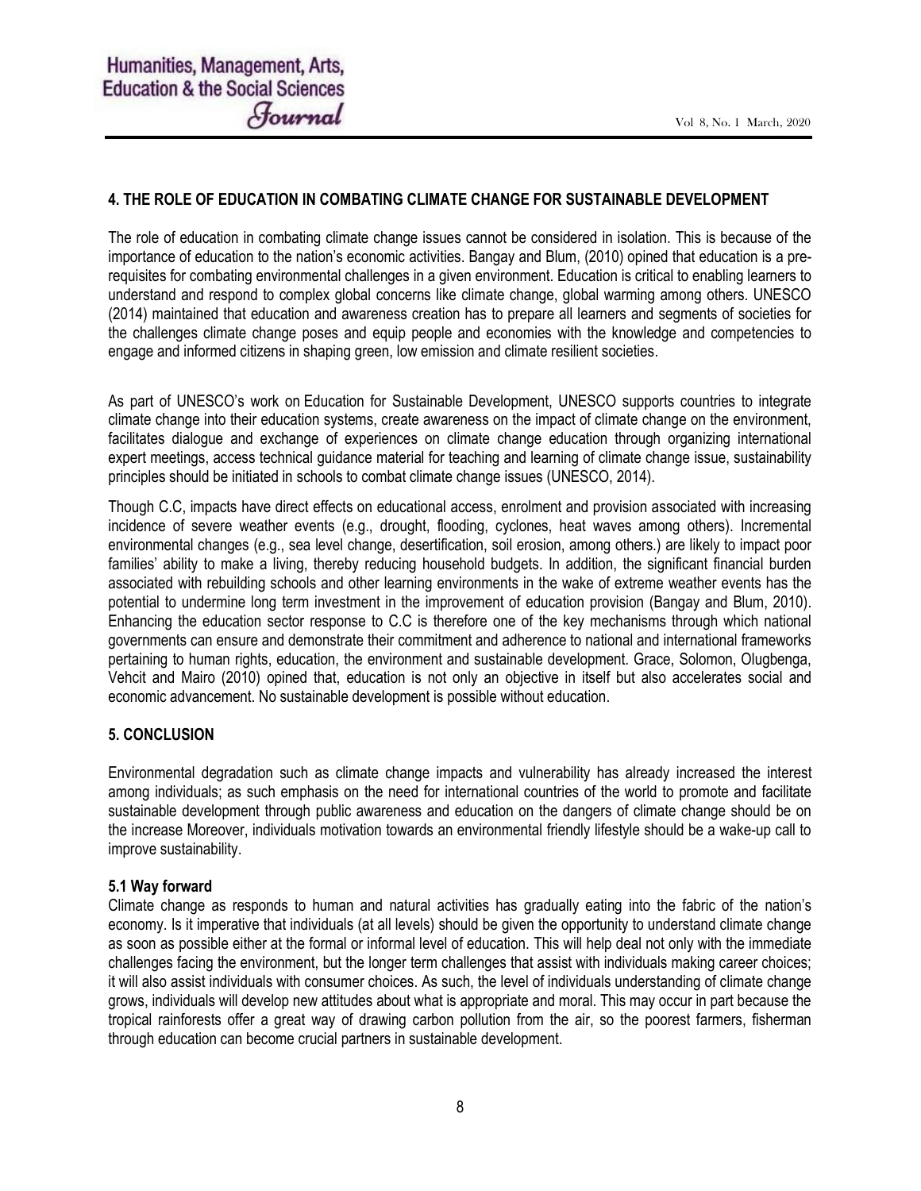## 4. THE ROLE OF EDUCATION IN COMBATING CLIMATE CHANGE FOR SUSTAINABLE DEVELOPMENT

The role of education in combating climate change issues cannot be considered in isolation. This is because of the importance of education to the nation's economic activities. Bangay and Blum, (2010) opined that education is a pre-requisites for combating environmental challenges in a given environment. Education is critical to enabling learners to understand and respond to complex global concerns like climate change, global warming among others. UNESCO (2014) maintained that education and awareness creation has to prepare all learners and segments of societies for the challenges climate change poses and equip people and economies with the knowledge and competencies to engage and informed citizens in shaping green, low emission and climate resilient societies.

As part of UNESCO's work on Education for Sustainable Development, UNESCO supports countries to integrate climate change into their education systems, create awareness on the impact of climate change on the environment, facilitates dialogue and exchange of experiences on climate change education through organizing international expert meetings, access technical guidance material for teaching and learning of climate change issue, sustainability principles should be initiated in schools to combat climate change issues (UNESCO, 2014).

Though C.C, impacts have direct effects on educational access, enrolment and provision associated with increasing incidence of severe weather events (e.g., drought, flooding, cyclones, heat waves among others). Incremental environmental changes (e.g., sea level change, desertification, soil erosion, among others.) are likely to impact poor families' ability to make a living, thereby reducing household budgets. In addition, the significant financial burden associated with rebuilding schools and other learning environments in the wake of extreme weather events has the potential to undermine long term investment in the improvement of education provision (Bangay and Blum, 2010). Enhancing the education sector response to C.C is therefore one of the key mechanisms through which national governments can ensure and demonstrate their commitment and adherence to national and international frameworks pertaining to human rights, education, the environment and sustainable development. Grace, Solomon, Olugbenga, Vehcit and Mairo (2010) opined that, education is not only an objective in itself but also accelerates social and economic advancement. No sustainable development is possible without education.

## 5. CONCLUSION

Environmental degradation such as climate change impacts and vulnerability has already increased the interest among individuals; as such emphasis on the need for international countries of the world to promote and facilitate sustainable development through public awareness and education on the dangers of climate change should be on the increase Moreover, individuals motivation towards an environmental friendly lifestyle should be a wake-up call to improve sustainability.

### 5.1 Way forward

Climate change as responds to human and natural activities has gradually eating into the fabric of the nation's economy. Is it imperative that individuals (at all levels) should be given the opportunity to understand climate change as soon as possible either at the formal or informal level of education. This will help deal not only with the immediate challenges facing the environment, but the longer term challenges that assist with individuals making career choices; it will also assist individuals with consumer choices. As such, the level of individuals understanding of climate change grows, individuals will develop new attitudes about what is appropriate and moral. This may occur in part because the tropical rainforests offer a great way of drawing carbon pollution from the air, so the poorest farmers, fisherman through education can become crucial partners in sustainable development.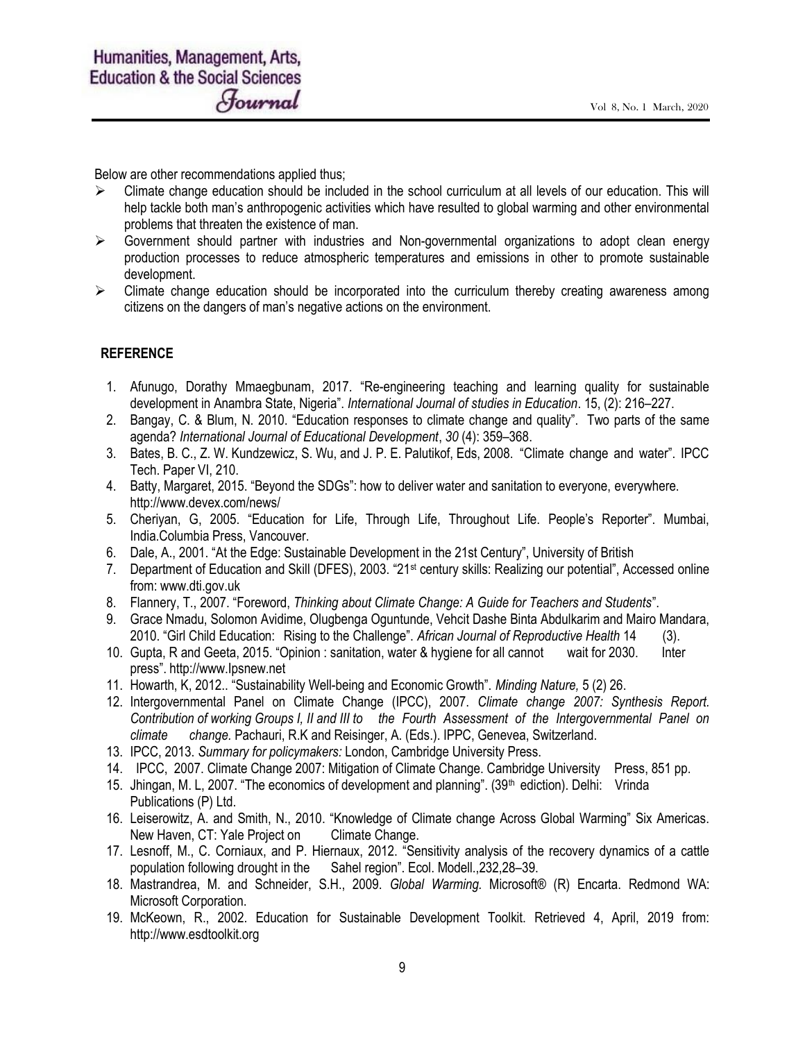Below are other recommendations applied thus;

- Climate change education should be included in the school curriculum at all levels of our education. This will help tackle both man's anthropogenic activities which have resulted to global warming and other environmental problems that threaten the existence of man.
- Government should partner with industries and Non-governmental organizations to adopt clean energy production processes to reduce atmospheric temperatures and emissions in other to promote sustainable development.
- Climate change education should be incorporated into the curriculum thereby creating awareness among citizens on the dangers of man's negative actions on the environment.

## REFERENCE

1. Afunugo, Dorathy Mmaegbunam, 2017. "Re-engineering teaching and learning quality for sustainable development in Anambra State, Nigeria". *International Journal of studies in Education*. 15, (2): 216–227.
2. Bangay, C. & Blum, N. 2010. "Education responses to climate change and quality". Two parts of the same agenda? *International Journal of Educational Development*, *30* (4): 359–368.
3. Bates, B. C., Z. W. Kundzewicz, S. Wu, and J. P. E. Palutikof, Eds, 2008. "Climate change and water". IPCC Tech. Paper VI, 210.
4. Batty, Margaret, 2015. "Beyond the SDGs": how to deliver water and sanitation to everyone, everywhere. http://www.devex.com/news/
5. Cheriyan, G, 2005. "Education for Life, Through Life, Throughout Life. People's Reporter". Mumbai, India.Columbia Press, Vancouver.
6. Dale, A., 2001. "At the Edge: Sustainable Development in the 21st Century", University of British
7. Department of Education and Skill (DFES), 2003. "21st century skills: Realizing our potential", Accessed online from: www.dti.gov.uk
8. Flannery, T., 2007. "Foreword, *Thinking about Climate Change: A Guide for Teachers and Students*".
9. Grace Nmadu, Solomon Avidime, Olugbenga Oguntunde, Vehcit Dashe Binta Abdulkarim and Mairo Mandara, 2010. "Girl Child Education: Rising to the Challenge". *African Journal of Reproductive Health* 14 (3).
10. Gupta, R and Geeta, 2015. "Opinion : sanitation, water & hygiene for all cannot wait for 2030. Inter press". http://www.Ipsnew.net
11. Howarth, K, 2012.. "Sustainability Well-being and Economic Growth". *Minding Nature,* 5 (2) 26.
12. Intergovernmental Panel on Climate Change (IPCC), 2007. *Climate change 2007: Synthesis Report. Contribution of working Groups I, II and III to the Fourth Assessment of the Intergovernmental Panel on climate change.* Pachauri, R.K and Reisinger, A. (Eds.). IPPC, Genevea, Switzerland.
13. IPCC, 2013. *Summary for policymakers:* London, Cambridge University Press.
14. IPCC, 2007. Climate Change 2007: Mitigation of Climate Change. Cambridge University Press, 851 pp.
15. Jhingan, M. L, 2007. "The economics of development and planning". (39th ediction). Delhi: Vrinda Publications (P) Ltd.
16. Leiserowitz, A. and Smith, N., 2010. "Knowledge of Climate change Across Global Warming" Six Americas. New Haven, CT: Yale Project on Climate Change.
17. Lesnoff, M., C. Corniaux, and P. Hiernaux, 2012. "Sensitivity analysis of the recovery dynamics of a cattle population following drought in the Sahel region". Ecol. Modell.,232,28–39.
18. Mastrandrea, M. and Schneider, S.H., 2009. *Global Warming.* Microsoft® (R) Encarta. Redmond WA: Microsoft Corporation.
19. McKeown, R., 2002. Education for Sustainable Development Toolkit. Retrieved 4, April, 2019 from: http://www.esdtoolkit.org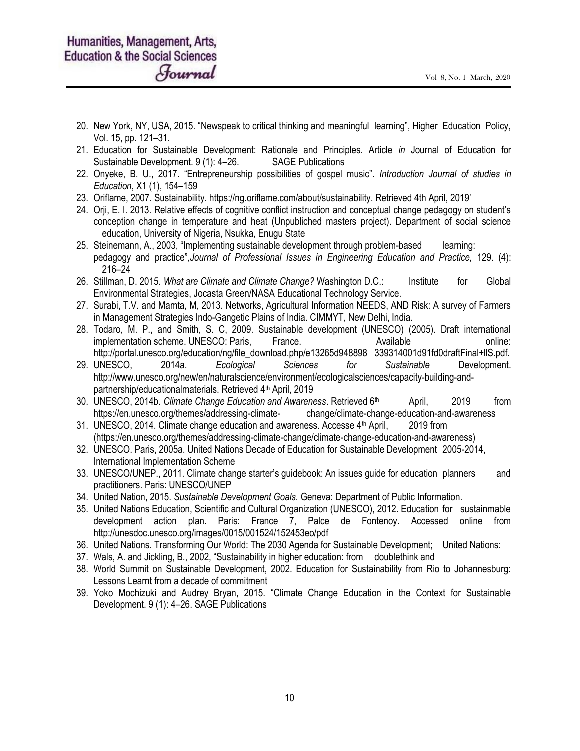20. New York, NY, USA, 2015. "Newspeak to critical thinking and meaningful learning", Higher Education Policy, Vol. 15, pp. 121–31.
21. Education for Sustainable Development: Rationale and Principles. Article *in* Journal of Education for Sustainable Development. 9 (1): 4–26. SAGE Publications
22. Onyeke, B. U., 2017. "Entrepreneurship possibilities of gospel music". *Introduction Journal of studies in Education*, X1 (1), 154–159
23. Oriflame, 2007. Sustainability. https://ng.oriflame.com/about/sustainability. Retrieved 4th April, 2019'
24. Orji, E. I. 2013. Relative effects of cognitive conflict instruction and conceptual change pedagogy on student's conception change in temperature and heat (Unpubliched masters project). Department of social science education, University of Nigeria, Nsukka, Enugu State
25. Steinemann, A., 2003, "Implementing sustainable development through problem-based learning: pedagogy and practice",*Journal of Professional Issues in Engineering Education and Practice,* 129. (4): 216–24
26. Stillman, D. 2015. *What are Climate and Climate Change?* Washington D.C.: Institute for Global Environmental Strategies, Jocasta Green/NASA Educational Technology Service.
27. Surabi, T.V. and Mamta, M, 2013. Networks, Agricultural Information NEEDS, AND Risk: A survey of Farmers in Management Strategies Indo-Gangetic Plains of India. CIMMYT, New Delhi, India.
28. Todaro, M. P., and Smith, S. C, 2009. Sustainable development (UNESCO) (2005). Draft international implementation scheme. UNESCO: Paris, France. Available online: http://portal.unesco.org/education/ng/file_download.php/e13265d948898 339314001d91fd0draftFinal+llS.pdf.
29. UNESCO, 2014a. *Ecological Sciences for Sustainable* Development. http://www.unesco.org/new/en/naturalscience/environment/ecologicalsciences/capacity-building-and-partnership/educationalmaterials. Retrieved 4th April, 2019
30. UNESCO, 2014b. *Climate Change Education and Awareness*. Retrieved 6th April, 2019 from https://en.unesco.org/themes/addressing-climate- change/climate-change-education-and-awareness
31. UNESCO, 2014. Climate change education and awareness. Accesse 4th April, 2019 from (https://en.unesco.org/themes/addressing-climate-change/climate-change-education-and-awareness)
32. UNESCO. Paris, 2005a. United Nations Decade of Education for Sustainable Development 2005-2014, International Implementation Scheme
33. UNESCO/UNEP., 2011. Climate change starter's guidebook: An issues guide for education planners and practitioners. Paris: UNESCO/UNEP
34. United Nation, 2015. *Sustainable Development Goals.* Geneva: Department of Public Information.
35. United Nations Education, Scientific and Cultural Organization (UNESCO), 2012. Education for sustainmable development action plan. Paris: France 7, Palce de Fontenoy. Accessed online from http://unesdoc.unesco.org/images/0015/001524/152453eo/pdf
36. United Nations. Transforming Our World: The 2030 Agenda for Sustainable Development; United Nations:
37. Wals, A. and Jickling, B., 2002, "Sustainability in higher education: from doublethink and
38. World Summit on Sustainable Development, 2002. Education for Sustainability from Rio to Johannesburg: Lessons Learnt from a decade of commitment
39. Yoko Mochizuki and Audrey Bryan, 2015. "Climate Change Education in the Context for Sustainable Development. 9 (1): 4–26. SAGE Publications